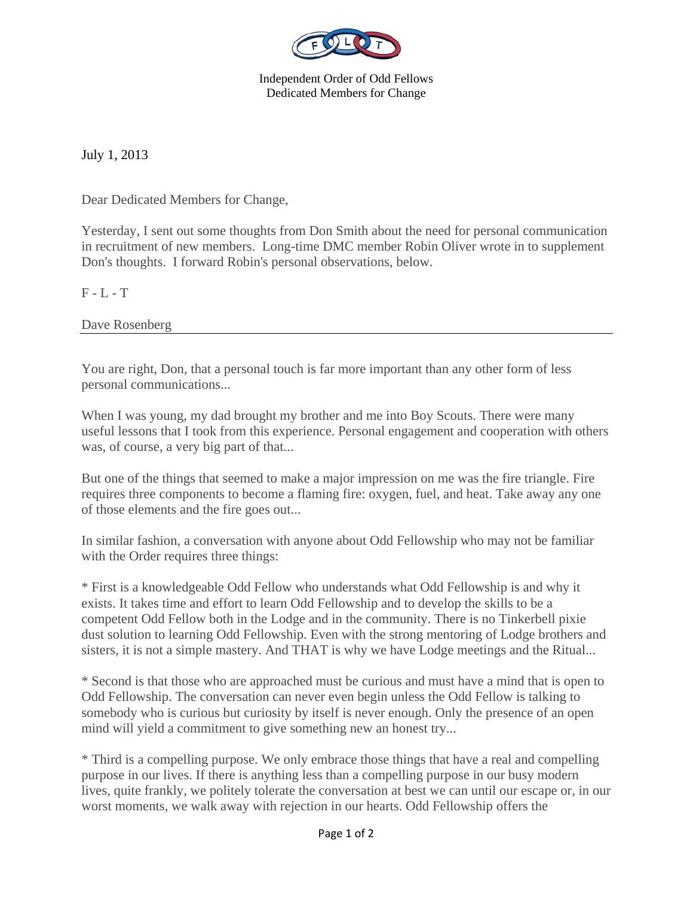Independent Order of Odd Fellows
Dedicated Members for Change

July 1, 2013

Dear Dedicated Members for Change,

Yesterday, I sent out some thoughts from Don Smith about the need for personal communication in recruitment of new members. Long-time DMC member Robin Oliver wrote in to supplement Don's thoughts. I forward Robin's personal observations, below.

F - L - T

Dave Rosenberg

---

You are right, Don, that a personal touch is far more important than any other form of less personal communications...

When I was young, my dad brought my brother and me into Boy Scouts. There were many useful lessons that I took from this experience. Personal engagement and cooperation with others was, of course, a very big part of that...

But one of the things that seemed to make a major impression on me was the fire triangle. Fire requires three components to become a flaming fire: oxygen, fuel, and heat. Take away any one of those elements and the fire goes out...

In similar fashion, a conversation with anyone about Odd Fellowship who may not be familiar with the Order requires three things:

* First is a knowledgeable Odd Fellow who understands what Odd Fellowship is and why it exists. It takes time and effort to learn Odd Fellowship and to develop the skills to be a competent Odd Fellow both in the Lodge and in the community. There is no Tinkerbell pixie dust solution to learning Odd Fellowship. Even with the strong mentoring of Lodge brothers and sisters, it is not a simple mastery. And THAT is why we have Lodge meetings and the Ritual...

* Second is that those who are approached must be curious and must have a mind that is open to Odd Fellowship. The conversation can never even begin unless the Odd Fellow is talking to somebody who is curious but curiosity by itself is never enough. Only the presence of an open mind will yield a commitment to give something new an honest try...

* Third is a compelling purpose. We only embrace those things that have a real and compelling purpose in our lives. If there is anything less than a compelling purpose in our busy modern lives, quite frankly, we politely tolerate the conversation at best we can until our escape or, in our worst moments, we walk away with rejection in our hearts. Odd Fellowship offers the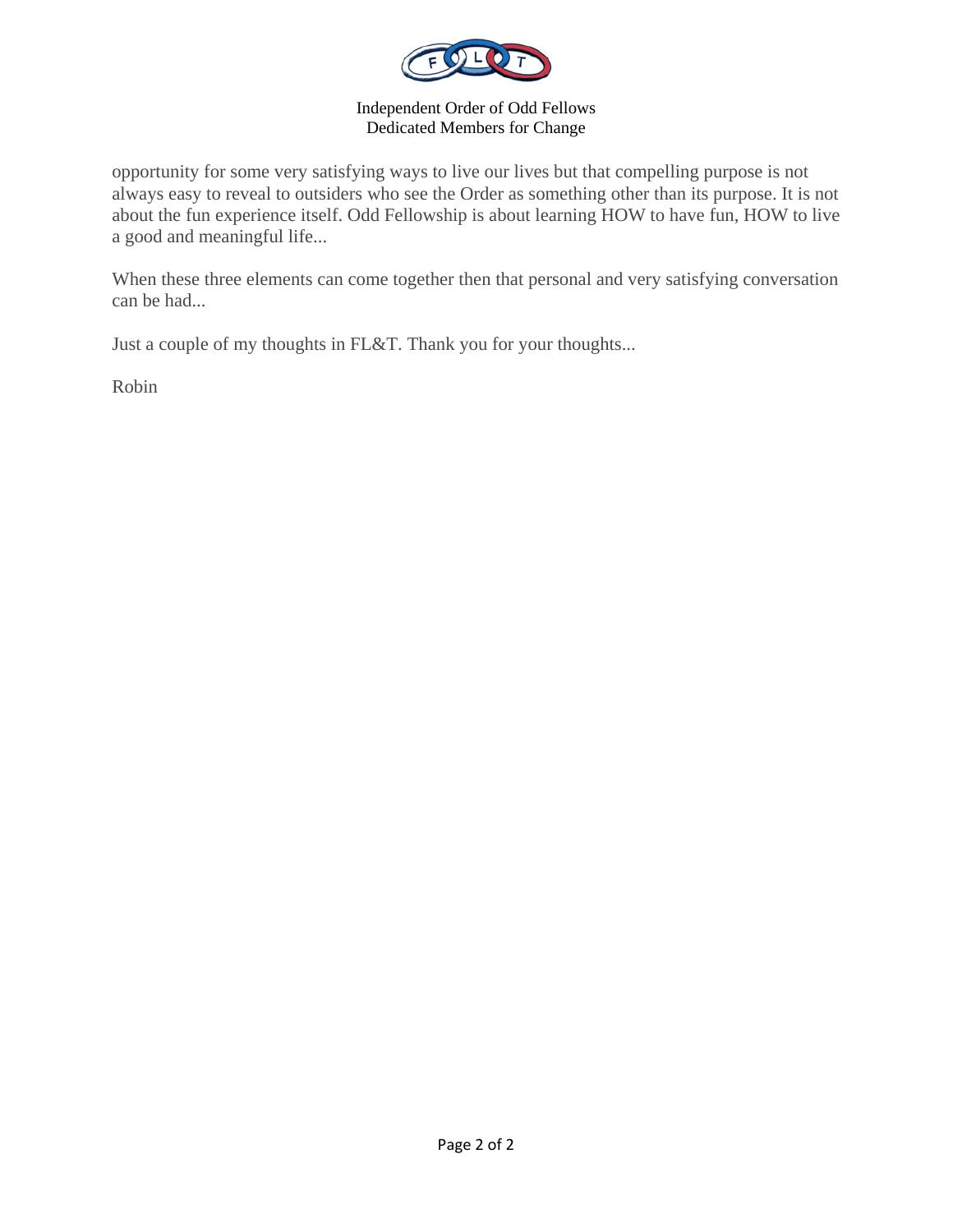opportunity for some very satisfying ways to live our lives but that compelling purpose is not always easy to reveal to outsiders who see the Order as something other than its purpose. It is not about the fun experience itself. Odd Fellowship is about learning HOW to have fun, HOW to live a good and meaningful life...

When these three elements can come together then that personal and very satisfying conversation can be had...

Just a couple of my thoughts in FL&T. Thank you for your thoughts...

Robin